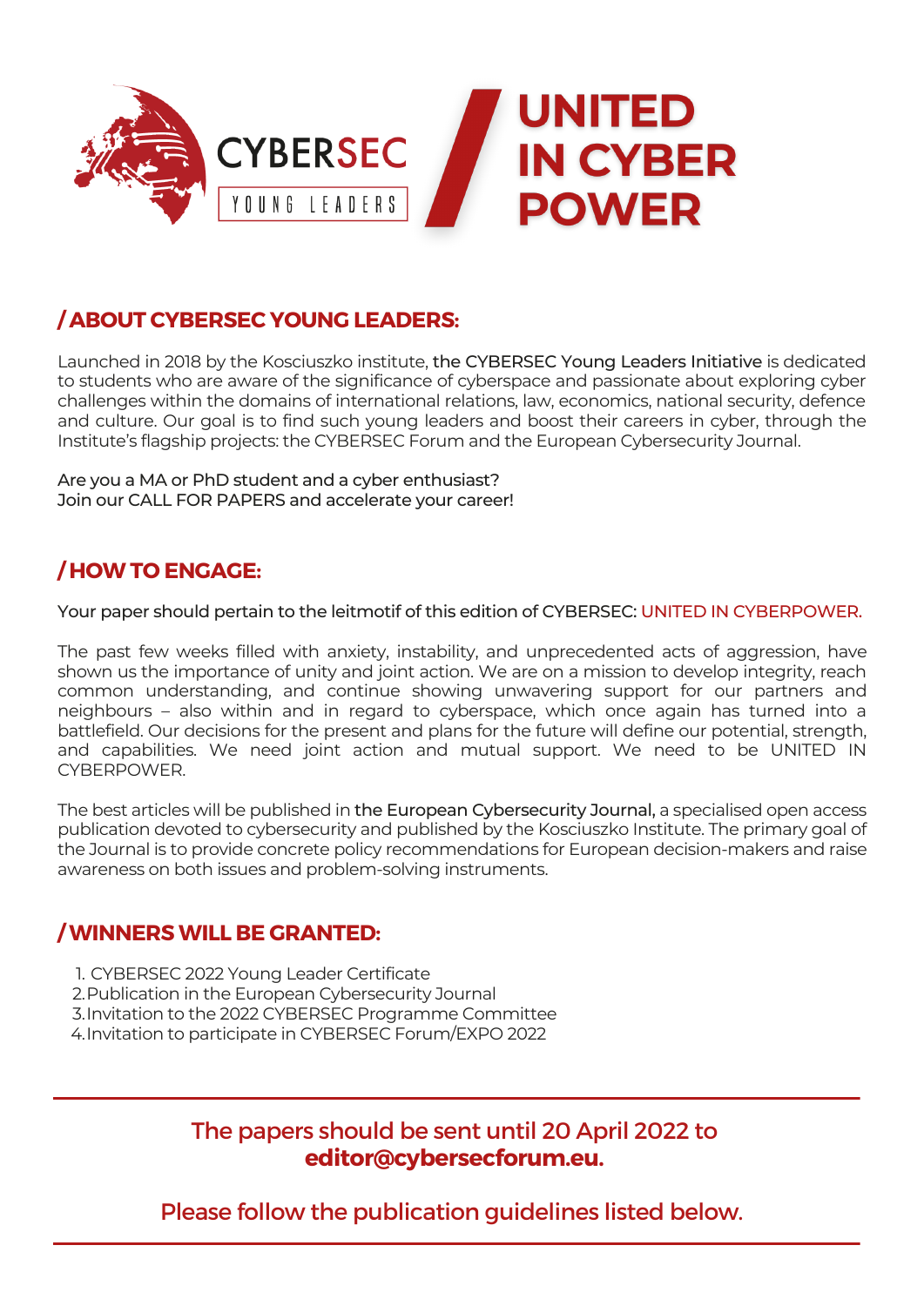CYBERSEC

YOUNG LEADERS

# UNITED IN CYBER POWER

## / ABOUT CYBERSEC YOUNG LEADERS:

Launched in 2018 by the Kosciuszko institute, the CYBERSEC Young Leaders Initiative is dedicated to students who are aware of the significance of cyberspace and passionate about exploring cyber challenges within the domains of international relations, law, economics, national security, defence and culture. Our goal is to find such young leaders and boost their careers in cyber, through the Institute's flagship projects: the CYBERSEC Forum and the European Cybersecurity Journal.

Are you a MA or PhD student and a cyber enthusiast?
Join our CALL FOR PAPERS and accelerate your career!

## / HOW TO ENGAGE:

Your paper should pertain to the leitmotif of this edition of CYBERSEC: UNITED IN CYBERPOWER.

The past few weeks filled with anxiety, instability, and unprecedented acts of aggression, have shown us the importance of unity and joint action. We are on a mission to develop integrity, reach common understanding, and continue showing unwavering support for our partners and neighbours – also within and in regard to cyberspace, which once again has turned into a battlefield. Our decisions for the present and plans for the future will define our potential, strength, and capabilities. We need joint action and mutual support. We need to be UNITED IN CYBERPOWER.

The best articles will be published in the European Cybersecurity Journal, a specialised open access publication devoted to cybersecurity and published by the Kosciuszko Institute. The primary goal of the Journal is to provide concrete policy recommendations for European decision-makers and raise awareness on both issues and problem-solving instruments.

## / WINNERS WILL BE GRANTED:

1. CYBERSEC 2022 Young Leader Certificate
2. Publication in the European Cybersecurity Journal
3. Invitation to the 2022 CYBERSEC Programme Committee
4. Invitation to participate in CYBERSEC Forum/EXPO 2022

---

The papers should be sent until 20 April 2022 to **editor@cybersecforum.eu.**

Please follow the publication guidelines listed below.

---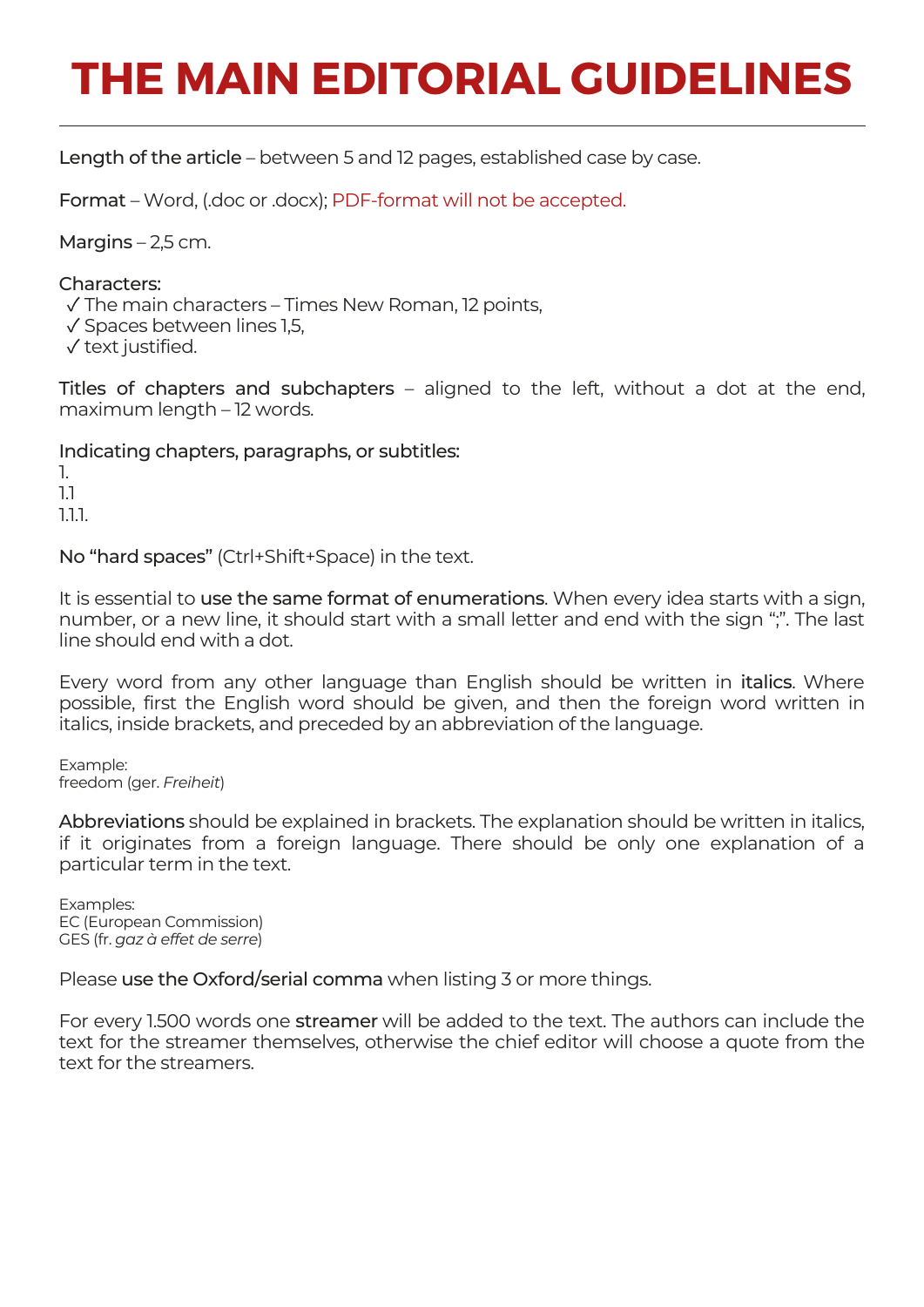# THE MAIN EDITORIAL GUIDELINES

---

Length of the article – between 5 and 12 pages, established case by case.

Format – Word, (.doc or .docx); PDF-format will not be accepted.

Margins – 2,5 cm.

Characters:
- ✓ The main characters – Times New Roman, 12 points,
- ✓ Spaces between lines 1,5,
- ✓ text justified.

Titles of chapters and subchapters – aligned to the left, without a dot at the end, maximum length – 12 words.

Indicating chapters, paragraphs, or subtitles:

1.
1.1
1.1.1.

No "hard spaces" (Ctrl+Shift+Space) in the text.

It is essential to use the same format of enumerations. When every idea starts with a sign, number, or a new line, it should start with a small letter and end with the sign ";". The last line should end with a dot.

Every word from any other language than English should be written in italics. Where possible, first the English word should be given, and then the foreign word written in italics, inside brackets, and preceded by an abbreviation of the language.

Example:
freedom (ger. *Freiheit*)

Abbreviations should be explained in brackets. The explanation should be written in italics, if it originates from a foreign language. There should be only one explanation of a particular term in the text.

Examples:
EC (European Commission)
GES (fr. *gaz à effet de serre*)

Please use the Oxford/serial comma when listing 3 or more things.

For every 1.500 words one streamer will be added to the text. The authors can include the text for the streamer themselves, otherwise the chief editor will choose a quote from the text for the streamers.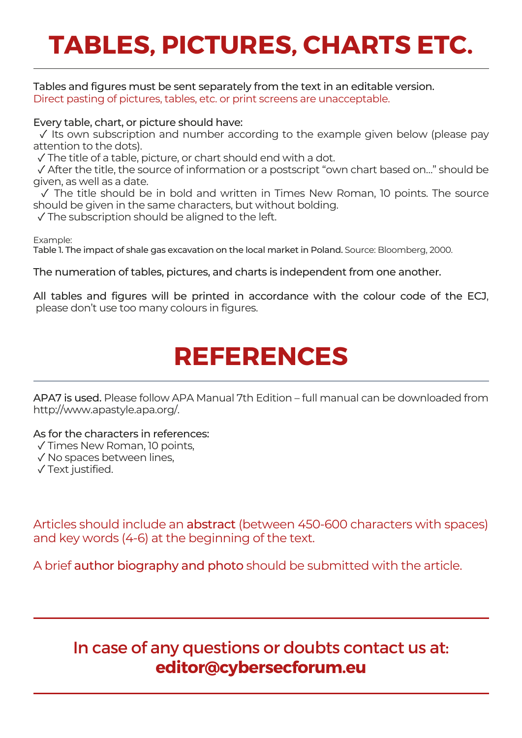# TABLES, PICTURES, CHARTS ETC.

Tables and figures must be sent separately from the text in an editable version.
Direct pasting of pictures, tables, etc. or print screens are unacceptable.

Every table, chart, or picture should have:

✓ Its own subscription and number according to the example given below (please pay attention to the dots).
✓ The title of a table, picture, or chart should end with a dot.
✓ After the title, the source of information or a postscript “own chart based on…” should be given, as well as a date.
✓ The title should be in bold and written in Times New Roman, 10 points. The source should be given in the same characters, but without bolding.
✓ The subscription should be aligned to the left.

Example:
**Table 1. The impact of shale gas excavation on the local market in Poland.** Source: Bloomberg, 2000.

The numeration of tables, pictures, and charts is independent from one another.

All tables and figures will be printed in accordance with the colour code of the ECJ, please don’t use too many colours in figures.

# REFERENCES

**APA7 is used.** Please follow APA Manual 7th Edition – full manual can be downloaded from http://www.apastyle.apa.org/.

As for the characters in references:

✓ Times New Roman, 10 points,
✓ No spaces between lines,
✓ Text justified.

Articles should include an **abstract** (between 450-600 characters with spaces) and key words (4-6) at the beginning of the text.

A brief **author biography and photo** should be submitted with the article.

## In case of any questions or doubts contact us at: **editor@cybersecforum.eu**